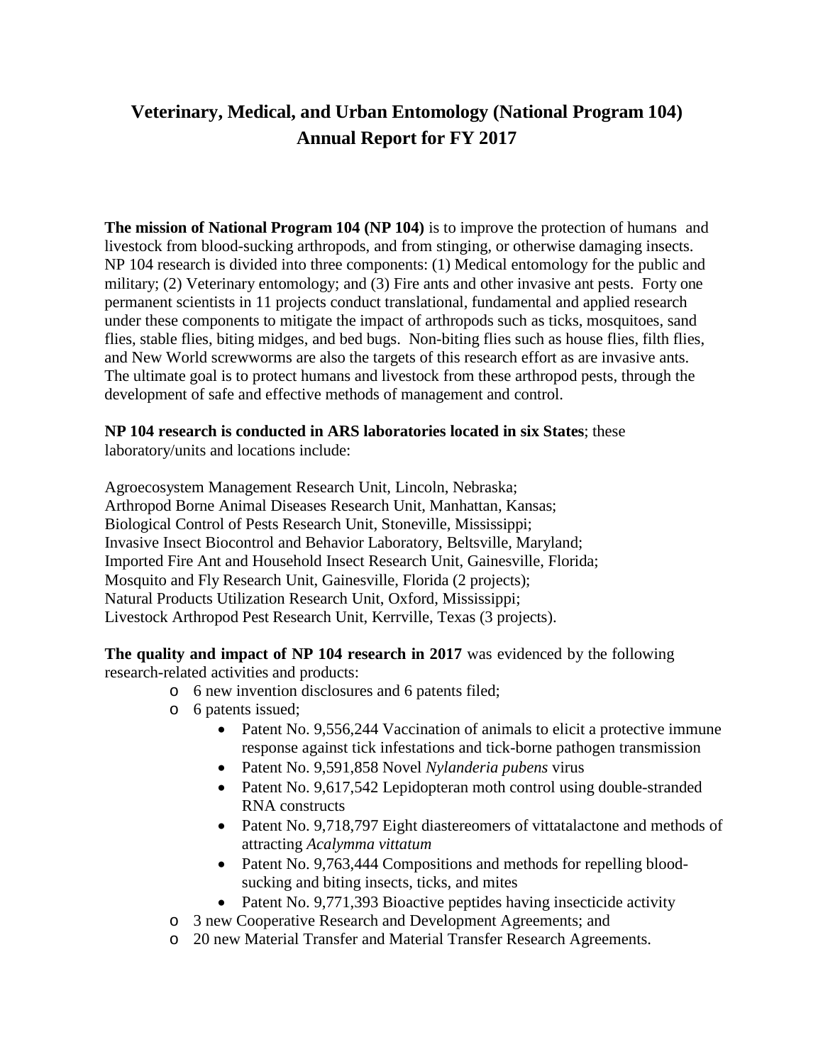# Veterinary, Medical, and Urban Entomology (National Program 104) Annual Report for FY 2017

**The mission of National Program 104 (NP 104)** is to improve the protection of humans and livestock from blood-sucking arthropods, and from stinging, or otherwise damaging insects. NP 104 research is divided into three components: (1) Medical entomology for the public and military; (2) Veterinary entomology; and (3) Fire ants and other invasive ant pests. Forty one permanent scientists in 11 projects conduct translational, fundamental and applied research under these components to mitigate the impact of arthropods such as ticks, mosquitoes, sand flies, stable flies, biting midges, and bed bugs. Non-biting flies such as house flies, filth flies, and New World screwworms are also the targets of this research effort as are invasive ants. The ultimate goal is to protect humans and livestock from these arthropod pests, through the development of safe and effective methods of management and control.

**NP 104 research is conducted in ARS laboratories located in six States**; these laboratory/units and locations include:

Agroecosystem Management Research Unit, Lincoln, Nebraska;
Arthropod Borne Animal Diseases Research Unit, Manhattan, Kansas;
Biological Control of Pests Research Unit, Stoneville, Mississippi;
Invasive Insect Biocontrol and Behavior Laboratory, Beltsville, Maryland;
Imported Fire Ant and Household Insect Research Unit, Gainesville, Florida;
Mosquito and Fly Research Unit, Gainesville, Florida (2 projects);
Natural Products Utilization Research Unit, Oxford, Mississippi;
Livestock Arthropod Pest Research Unit, Kerrville, Texas (3 projects).

**The quality and impact of NP 104 research in 2017** was evidenced by the following research-related activities and products:

- 6 new invention disclosures and 6 patents filed;
- 6 patents issued;
  - Patent No. 9,556,244 Vaccination of animals to elicit a protective immune response against tick infestations and tick-borne pathogen transmission
  - Patent No. 9,591,858 Novel *Nylanderia pubens* virus
  - Patent No. 9,617,542 Lepidopteran moth control using double-stranded RNA constructs
  - Patent No. 9,718,797 Eight diastereomers of vittatalactone and methods of attracting *Acalymma vittatum*
  - Patent No. 9,763,444 Compositions and methods for repelling blood-sucking and biting insects, ticks, and mites
  - Patent No. 9,771,393 Bioactive peptides having insecticide activity
- 3 new Cooperative Research and Development Agreements; and
- 20 new Material Transfer and Material Transfer Research Agreements.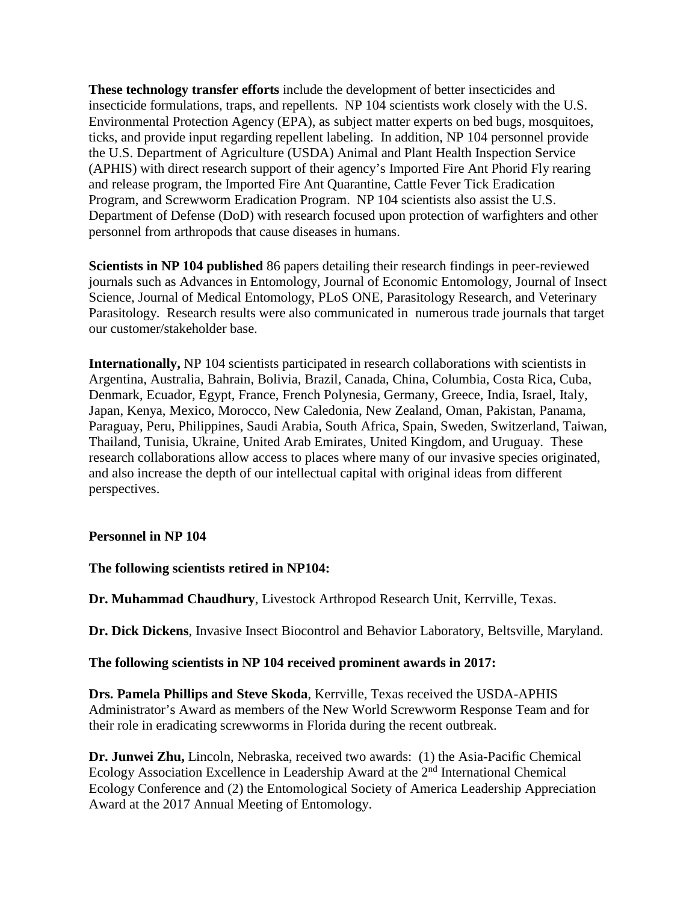**These technology transfer efforts** include the development of better insecticides and insecticide formulations, traps, and repellents. NP 104 scientists work closely with the U.S. Environmental Protection Agency (EPA), as subject matter experts on bed bugs, mosquitoes, ticks, and provide input regarding repellent labeling. In addition, NP 104 personnel provide the U.S. Department of Agriculture (USDA) Animal and Plant Health Inspection Service (APHIS) with direct research support of their agency's Imported Fire Ant Phorid Fly rearing and release program, the Imported Fire Ant Quarantine, Cattle Fever Tick Eradication Program, and Screwworm Eradication Program. NP 104 scientists also assist the U.S. Department of Defense (DoD) with research focused upon protection of warfighters and other personnel from arthropods that cause diseases in humans.

**Scientists in NP 104 published** 86 papers detailing their research findings in peer-reviewed journals such as Advances in Entomology, Journal of Economic Entomology, Journal of Insect Science, Journal of Medical Entomology, PLoS ONE, Parasitology Research, and Veterinary Parasitology. Research results were also communicated in numerous trade journals that target our customer/stakeholder base.

**Internationally,** NP 104 scientists participated in research collaborations with scientists in Argentina, Australia, Bahrain, Bolivia, Brazil, Canada, China, Columbia, Costa Rica, Cuba, Denmark, Ecuador, Egypt, France, French Polynesia, Germany, Greece, India, Israel, Italy, Japan, Kenya, Mexico, Morocco, New Caledonia, New Zealand, Oman, Pakistan, Panama, Paraguay, Peru, Philippines, Saudi Arabia, South Africa, Spain, Sweden, Switzerland, Taiwan, Thailand, Tunisia, Ukraine, United Arab Emirates, United Kingdom, and Uruguay. These research collaborations allow access to places where many of our invasive species originated, and also increase the depth of our intellectual capital with original ideas from different perspectives.

**Personnel in NP 104**

**The following scientists retired in NP104:**

**Dr. Muhammad Chaudhury**, Livestock Arthropod Research Unit, Kerrville, Texas.

**Dr. Dick Dickens**, Invasive Insect Biocontrol and Behavior Laboratory, Beltsville, Maryland.

**The following scientists in NP 104 received prominent awards in 2017:**

**Drs. Pamela Phillips and Steve Skoda**, Kerrville, Texas received the USDA-APHIS Administrator's Award as members of the New World Screwworm Response Team and for their role in eradicating screwworms in Florida during the recent outbreak.

**Dr. Junwei Zhu,** Lincoln, Nebraska, received two awards: (1) the Asia-Pacific Chemical Ecology Association Excellence in Leadership Award at the 2nd International Chemical Ecology Conference and (2) the Entomological Society of America Leadership Appreciation Award at the 2017 Annual Meeting of Entomology.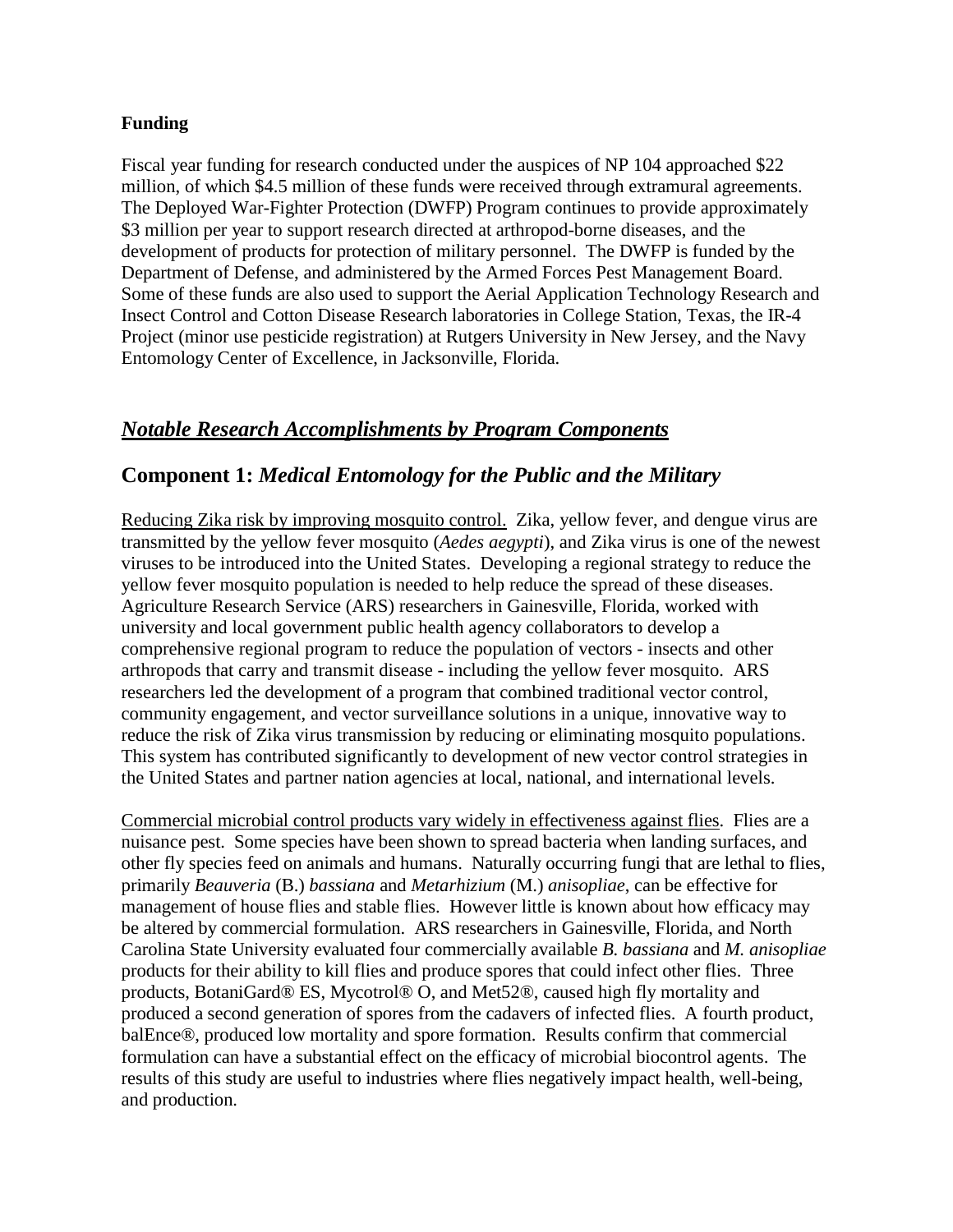**Funding**

Fiscal year funding for research conducted under the auspices of NP 104 approached $22 million, of which $4.5 million of these funds were received through extramural agreements. The Deployed War-Fighter Protection (DWFP) Program continues to provide approximately $3 million per year to support research directed at arthropod-borne diseases, and the development of products for protection of military personnel. The DWFP is funded by the Department of Defense, and administered by the Armed Forces Pest Management Board. Some of these funds are also used to support the Aerial Application Technology Research and Insect Control and Cotton Disease Research laboratories in College Station, Texas, the IR-4 Project (minor use pesticide registration) at Rutgers University in New Jersey, and the Navy Entomology Center of Excellence, in Jacksonville, Florida.

## ***Notable Research Accomplishments by Program Components***

## **Component 1:** *Medical Entomology for the Public and the Military*

Reducing Zika risk by improving mosquito control. Zika, yellow fever, and dengue virus are transmitted by the yellow fever mosquito (*Aedes aegypti*), and Zika virus is one of the newest viruses to be introduced into the United States. Developing a regional strategy to reduce the yellow fever mosquito population is needed to help reduce the spread of these diseases. Agriculture Research Service (ARS) researchers in Gainesville, Florida, worked with university and local government public health agency collaborators to develop a comprehensive regional program to reduce the population of vectors - insects and other arthropods that carry and transmit disease - including the yellow fever mosquito. ARS researchers led the development of a program that combined traditional vector control, community engagement, and vector surveillance solutions in a unique, innovative way to reduce the risk of Zika virus transmission by reducing or eliminating mosquito populations. This system has contributed significantly to development of new vector control strategies in the United States and partner nation agencies at local, national, and international levels.

Commercial microbial control products vary widely in effectiveness against flies. Flies are a nuisance pest. Some species have been shown to spread bacteria when landing surfaces, and other fly species feed on animals and humans. Naturally occurring fungi that are lethal to flies, primarily *Beauveria* (B.) *bassiana* and *Metarhizium* (M.) *anisopliae*, can be effective for management of house flies and stable flies. However little is known about how efficacy may be altered by commercial formulation. ARS researchers in Gainesville, Florida, and North Carolina State University evaluated four commercially available *B. bassiana* and *M. anisopliae* products for their ability to kill flies and produce spores that could infect other flies. Three products, BotaniGard® ES, Mycotrol® O, and Met52®, caused high fly mortality and produced a second generation of spores from the cadavers of infected flies. A fourth product, balEnce®, produced low mortality and spore formation. Results confirm that commercial formulation can have a substantial effect on the efficacy of microbial biocontrol agents. The results of this study are useful to industries where flies negatively impact health, well-being, and production.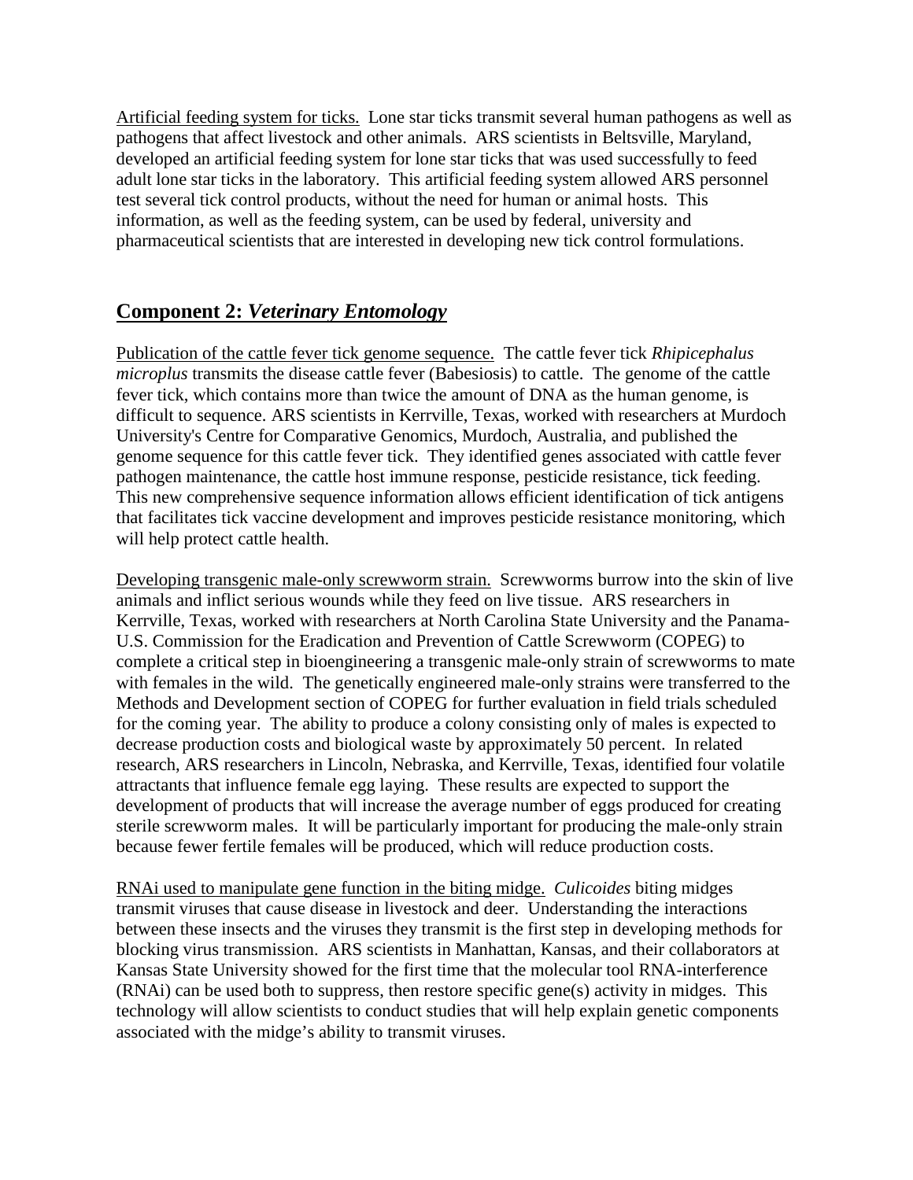Artificial feeding system for ticks. Lone star ticks transmit several human pathogens as well as pathogens that affect livestock and other animals. ARS scientists in Beltsville, Maryland, developed an artificial feeding system for lone star ticks that was used successfully to feed adult lone star ticks in the laboratory. This artificial feeding system allowed ARS personnel test several tick control products, without the need for human or animal hosts. This information, as well as the feeding system, can be used by federal, university and pharmaceutical scientists that are interested in developing new tick control formulations.

## Component 2: *Veterinary Entomology*

Publication of the cattle fever tick genome sequence. The cattle fever tick *Rhipicephalus microplus* transmits the disease cattle fever (Babesiosis) to cattle. The genome of the cattle fever tick, which contains more than twice the amount of DNA as the human genome, is difficult to sequence. ARS scientists in Kerrville, Texas, worked with researchers at Murdoch University's Centre for Comparative Genomics, Murdoch, Australia, and published the genome sequence for this cattle fever tick. They identified genes associated with cattle fever pathogen maintenance, the cattle host immune response, pesticide resistance, tick feeding. This new comprehensive sequence information allows efficient identification of tick antigens that facilitates tick vaccine development and improves pesticide resistance monitoring, which will help protect cattle health.

Developing transgenic male-only screwworm strain. Screwworms burrow into the skin of live animals and inflict serious wounds while they feed on live tissue. ARS researchers in Kerrville, Texas, worked with researchers at North Carolina State University and the Panama-U.S. Commission for the Eradication and Prevention of Cattle Screwworm (COPEG) to complete a critical step in bioengineering a transgenic male-only strain of screwworms to mate with females in the wild. The genetically engineered male-only strains were transferred to the Methods and Development section of COPEG for further evaluation in field trials scheduled for the coming year. The ability to produce a colony consisting only of males is expected to decrease production costs and biological waste by approximately 50 percent. In related research, ARS researchers in Lincoln, Nebraska, and Kerrville, Texas, identified four volatile attractants that influence female egg laying. These results are expected to support the development of products that will increase the average number of eggs produced for creating sterile screwworm males. It will be particularly important for producing the male-only strain because fewer fertile females will be produced, which will reduce production costs.

RNAi used to manipulate gene function in the biting midge. *Culicoides* biting midges transmit viruses that cause disease in livestock and deer. Understanding the interactions between these insects and the viruses they transmit is the first step in developing methods for blocking virus transmission. ARS scientists in Manhattan, Kansas, and their collaborators at Kansas State University showed for the first time that the molecular tool RNA-interference (RNAi) can be used both to suppress, then restore specific gene(s) activity in midges. This technology will allow scientists to conduct studies that will help explain genetic components associated with the midge's ability to transmit viruses.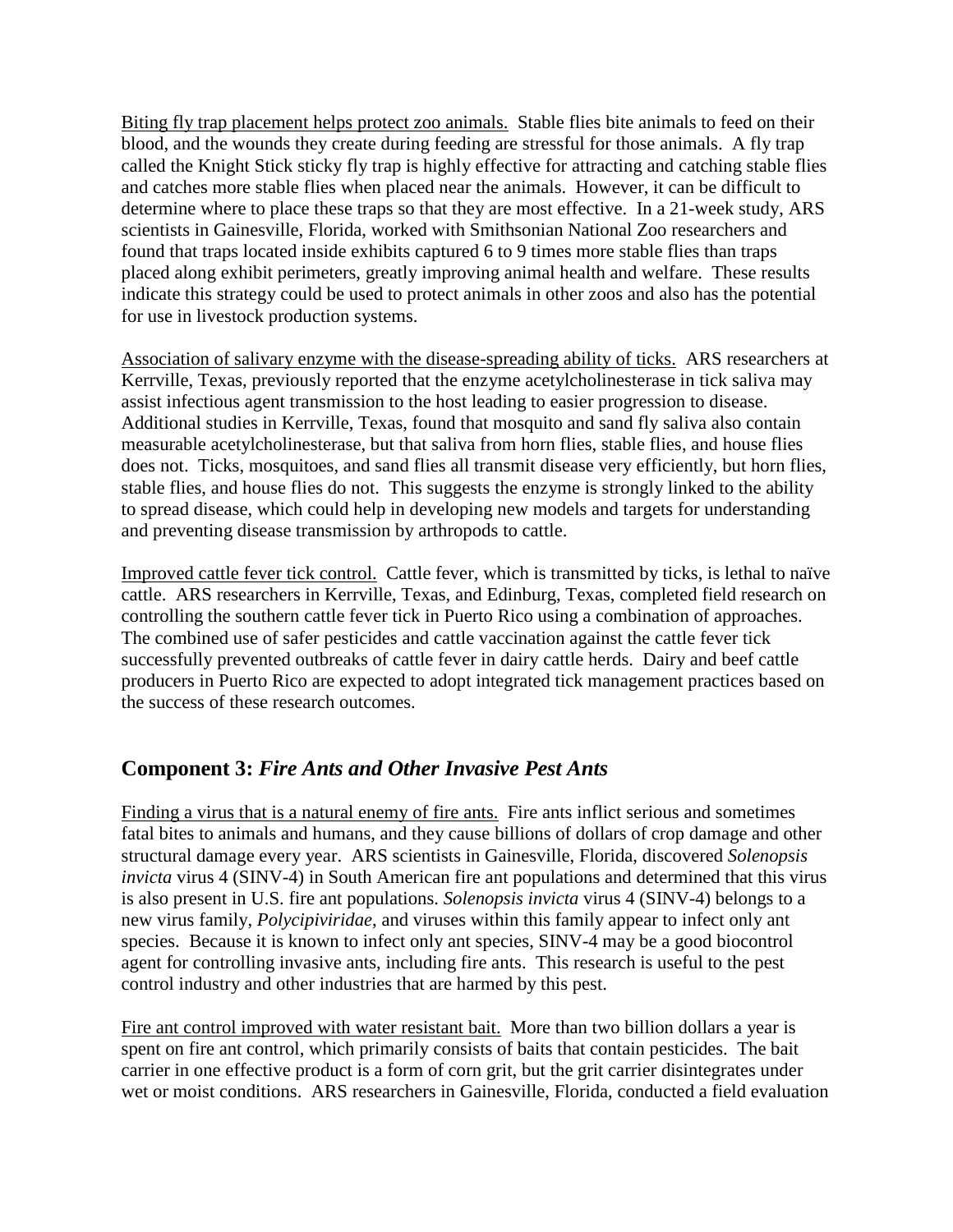Biting fly trap placement helps protect zoo animals. Stable flies bite animals to feed on their blood, and the wounds they create during feeding are stressful for those animals. A fly trap called the Knight Stick sticky fly trap is highly effective for attracting and catching stable flies and catches more stable flies when placed near the animals. However, it can be difficult to determine where to place these traps so that they are most effective. In a 21-week study, ARS scientists in Gainesville, Florida, worked with Smithsonian National Zoo researchers and found that traps located inside exhibits captured 6 to 9 times more stable flies than traps placed along exhibit perimeters, greatly improving animal health and welfare. These results indicate this strategy could be used to protect animals in other zoos and also has the potential for use in livestock production systems.

Association of salivary enzyme with the disease-spreading ability of ticks. ARS researchers at Kerrville, Texas, previously reported that the enzyme acetylcholinesterase in tick saliva may assist infectious agent transmission to the host leading to easier progression to disease. Additional studies in Kerrville, Texas, found that mosquito and sand fly saliva also contain measurable acetylcholinesterase, but that saliva from horn flies, stable flies, and house flies does not. Ticks, mosquitoes, and sand flies all transmit disease very efficiently, but horn flies, stable flies, and house flies do not. This suggests the enzyme is strongly linked to the ability to spread disease, which could help in developing new models and targets for understanding and preventing disease transmission by arthropods to cattle.

Improved cattle fever tick control. Cattle fever, which is transmitted by ticks, is lethal to naïve cattle. ARS researchers in Kerrville, Texas, and Edinburg, Texas, completed field research on controlling the southern cattle fever tick in Puerto Rico using a combination of approaches. The combined use of safer pesticides and cattle vaccination against the cattle fever tick successfully prevented outbreaks of cattle fever in dairy cattle herds. Dairy and beef cattle producers in Puerto Rico are expected to adopt integrated tick management practices based on the success of these research outcomes.

## Component 3: *Fire Ants and Other Invasive Pest Ants*

Finding a virus that is a natural enemy of fire ants. Fire ants inflict serious and sometimes fatal bites to animals and humans, and they cause billions of dollars of crop damage and other structural damage every year. ARS scientists in Gainesville, Florida, discovered *Solenopsis invicta* virus 4 (SINV-4) in South American fire ant populations and determined that this virus is also present in U.S. fire ant populations. *Solenopsis invicta* virus 4 (SINV-4) belongs to a new virus family, *Polycipiviridae*, and viruses within this family appear to infect only ant species. Because it is known to infect only ant species, SINV-4 may be a good biocontrol agent for controlling invasive ants, including fire ants. This research is useful to the pest control industry and other industries that are harmed by this pest.

Fire ant control improved with water resistant bait. More than two billion dollars a year is spent on fire ant control, which primarily consists of baits that contain pesticides. The bait carrier in one effective product is a form of corn grit, but the grit carrier disintegrates under wet or moist conditions. ARS researchers in Gainesville, Florida, conducted a field evaluation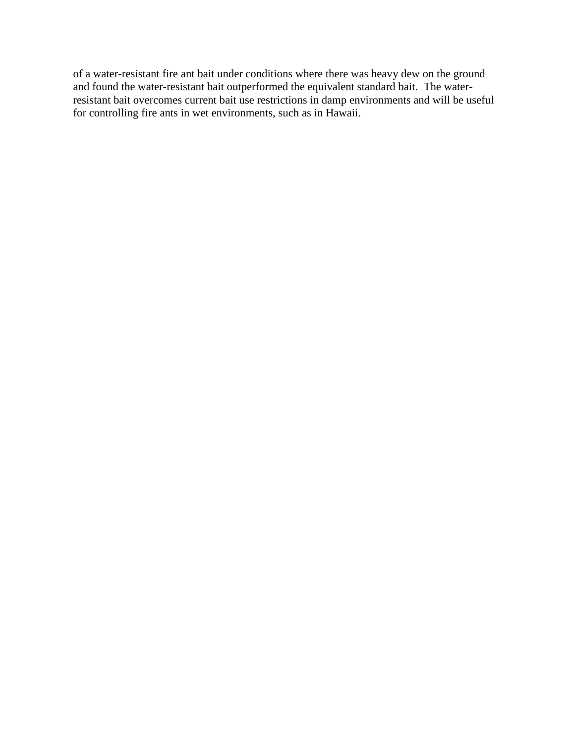of a water-resistant fire ant bait under conditions where there was heavy dew on the ground and found the water-resistant bait outperformed the equivalent standard bait. The water-resistant bait overcomes current bait use restrictions in damp environments and will be useful for controlling fire ants in wet environments, such as in Hawaii.